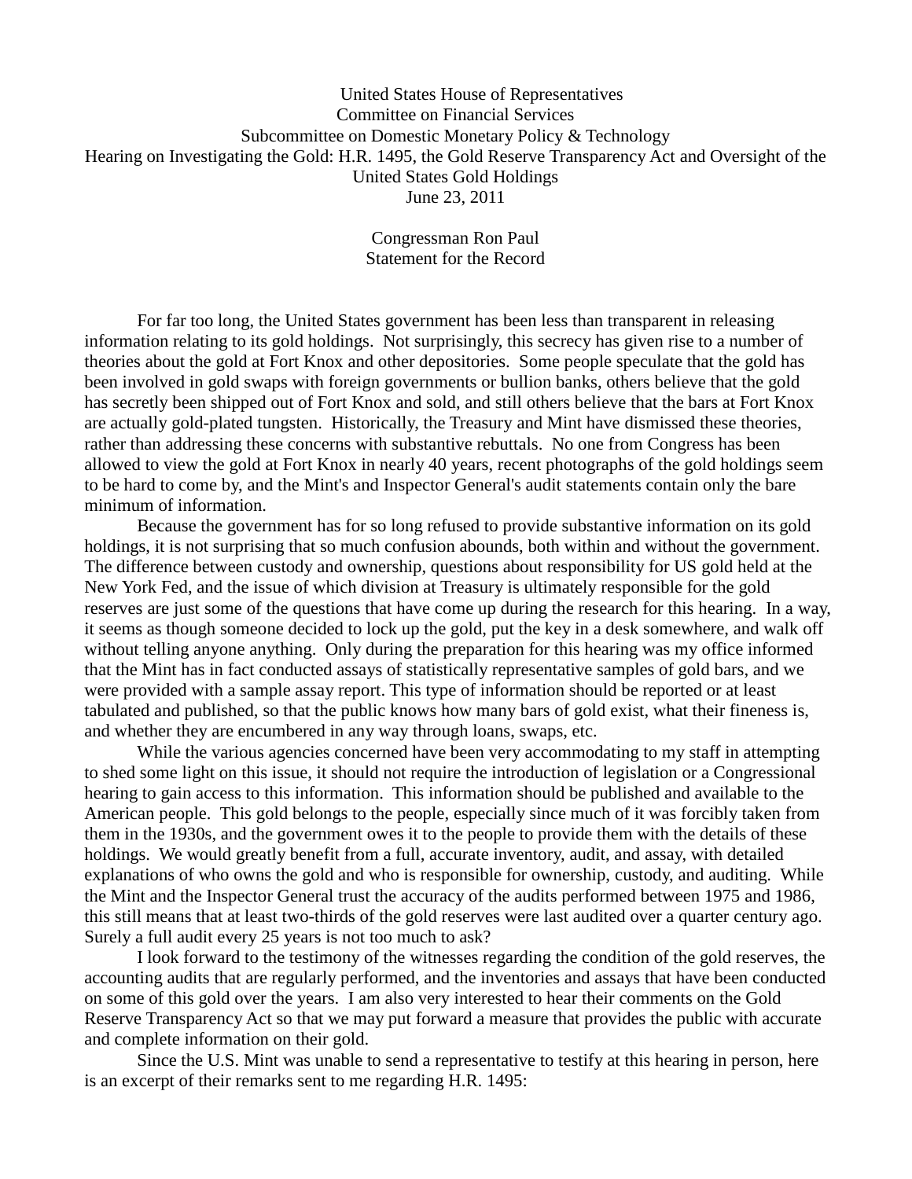United States House of Representatives
Committee on Financial Services
Subcommittee on Domestic Monetary Policy & Technology
Hearing on Investigating the Gold: H.R. 1495, the Gold Reserve Transparency Act and Oversight of the United States Gold Holdings
June 23, 2011

Congressman Ron Paul
Statement for the Record

For far too long, the United States government has been less than transparent in releasing information relating to its gold holdings. Not surprisingly, this secrecy has given rise to a number of theories about the gold at Fort Knox and other depositories. Some people speculate that the gold has been involved in gold swaps with foreign governments or bullion banks, others believe that the gold has secretly been shipped out of Fort Knox and sold, and still others believe that the bars at Fort Knox are actually gold-plated tungsten. Historically, the Treasury and Mint have dismissed these theories, rather than addressing these concerns with substantive rebuttals. No one from Congress has been allowed to view the gold at Fort Knox in nearly 40 years, recent photographs of the gold holdings seem to be hard to come by, and the Mint's and Inspector General's audit statements contain only the bare minimum of information.

Because the government has for so long refused to provide substantive information on its gold holdings, it is not surprising that so much confusion abounds, both within and without the government. The difference between custody and ownership, questions about responsibility for US gold held at the New York Fed, and the issue of which division at Treasury is ultimately responsible for the gold reserves are just some of the questions that have come up during the research for this hearing. In a way, it seems as though someone decided to lock up the gold, put the key in a desk somewhere, and walk off without telling anyone anything. Only during the preparation for this hearing was my office informed that the Mint has in fact conducted assays of statistically representative samples of gold bars, and we were provided with a sample assay report. This type of information should be reported or at least tabulated and published, so that the public knows how many bars of gold exist, what their fineness is, and whether they are encumbered in any way through loans, swaps, etc.

While the various agencies concerned have been very accommodating to my staff in attempting to shed some light on this issue, it should not require the introduction of legislation or a Congressional hearing to gain access to this information. This information should be published and available to the American people. This gold belongs to the people, especially since much of it was forcibly taken from them in the 1930s, and the government owes it to the people to provide them with the details of these holdings. We would greatly benefit from a full, accurate inventory, audit, and assay, with detailed explanations of who owns the gold and who is responsible for ownership, custody, and auditing. While the Mint and the Inspector General trust the accuracy of the audits performed between 1975 and 1986, this still means that at least two-thirds of the gold reserves were last audited over a quarter century ago. Surely a full audit every 25 years is not too much to ask?

I look forward to the testimony of the witnesses regarding the condition of the gold reserves, the accounting audits that are regularly performed, and the inventories and assays that have been conducted on some of this gold over the years. I am also very interested to hear their comments on the Gold Reserve Transparency Act so that we may put forward a measure that provides the public with accurate and complete information on their gold.

Since the U.S. Mint was unable to send a representative to testify at this hearing in person, here is an excerpt of their remarks sent to me regarding H.R. 1495: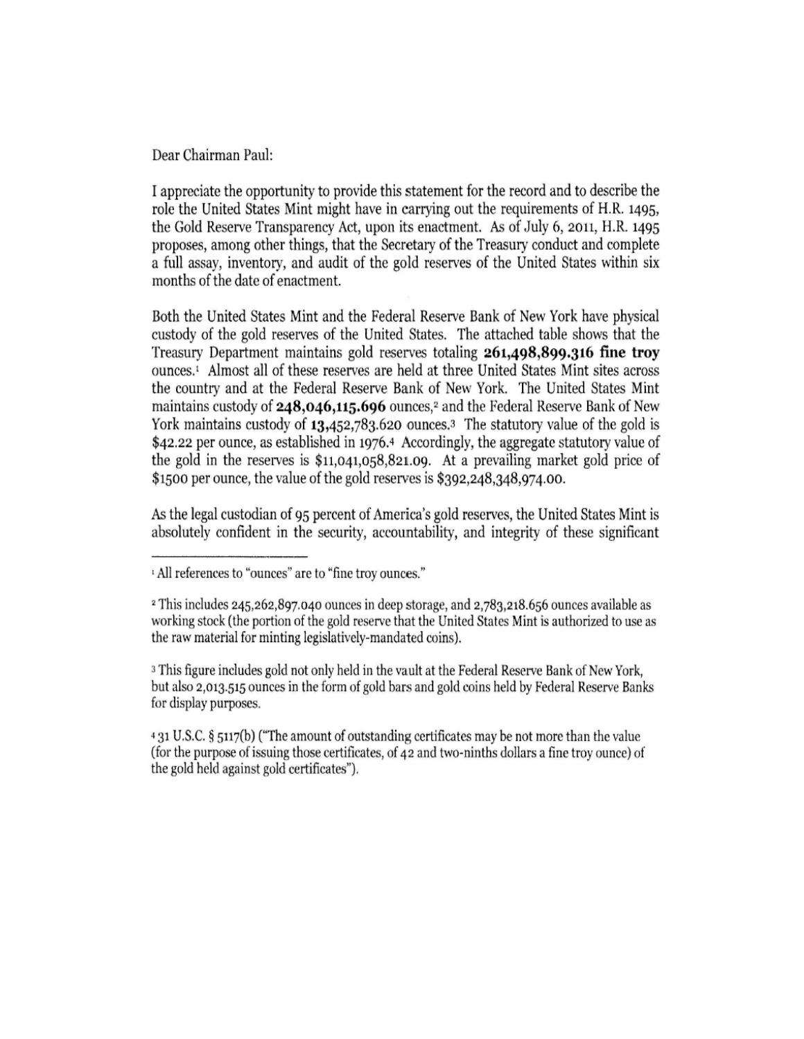Dear Chairman Paul:

I appreciate the opportunity to provide this statement for the record and to describe the role the United States Mint might have in carrying out the requirements of H.R. 1495, the Gold Reserve Transparency Act, upon its enactment. As of July 6, 2011, H.R. 1495 proposes, among other things, that the Secretary of the Treasury conduct and complete a full assay, inventory, and audit of the gold reserves of the United States within six months of the date of enactment.

Both the United States Mint and the Federal Reserve Bank of New York have physical custody of the gold reserves of the United States. The attached table shows that the Treasury Department maintains gold reserves totaling **261,498,899.316 fine troy** ounces.[1] Almost all of these reserves are held at three United States Mint sites across the country and at the Federal Reserve Bank of New York. The United States Mint maintains custody of **248,046,115.696** ounces,[2] and the Federal Reserve Bank of New York maintains custody of **13,452,783.620** ounces.[3] The statutory value of the gold is $42.22 per ounce, as established in 1976.[4] Accordingly, the aggregate statutory value of the gold in the reserves is $11,041,058,821.09. At a prevailing market gold price of $1500 per ounce, the value of the gold reserves is $392,248,348,974.00.

As the legal custodian of 95 percent of America's gold reserves, the United States Mint is absolutely confident in the security, accountability, and integrity of these significant

---

[1] All references to "ounces" are to "fine troy ounces."

[2] This includes 245,262,897.040 ounces in deep storage, and 2,783,218.656 ounces available as working stock (the portion of the gold reserve that the United States Mint is authorized to use as the raw material for minting legislatively-mandated coins).

[3] This figure includes gold not only held in the vault at the Federal Reserve Bank of New York, but also 2,013.515 ounces in the form of gold bars and gold coins held by Federal Reserve Banks for display purposes.

[4] 31 U.S.C. § 5117(b) ("The amount of outstanding certificates may be not more than the value (for the purpose of issuing those certificates, of 42 and two-ninths dollars a fine troy ounce) of the gold held against gold certificates").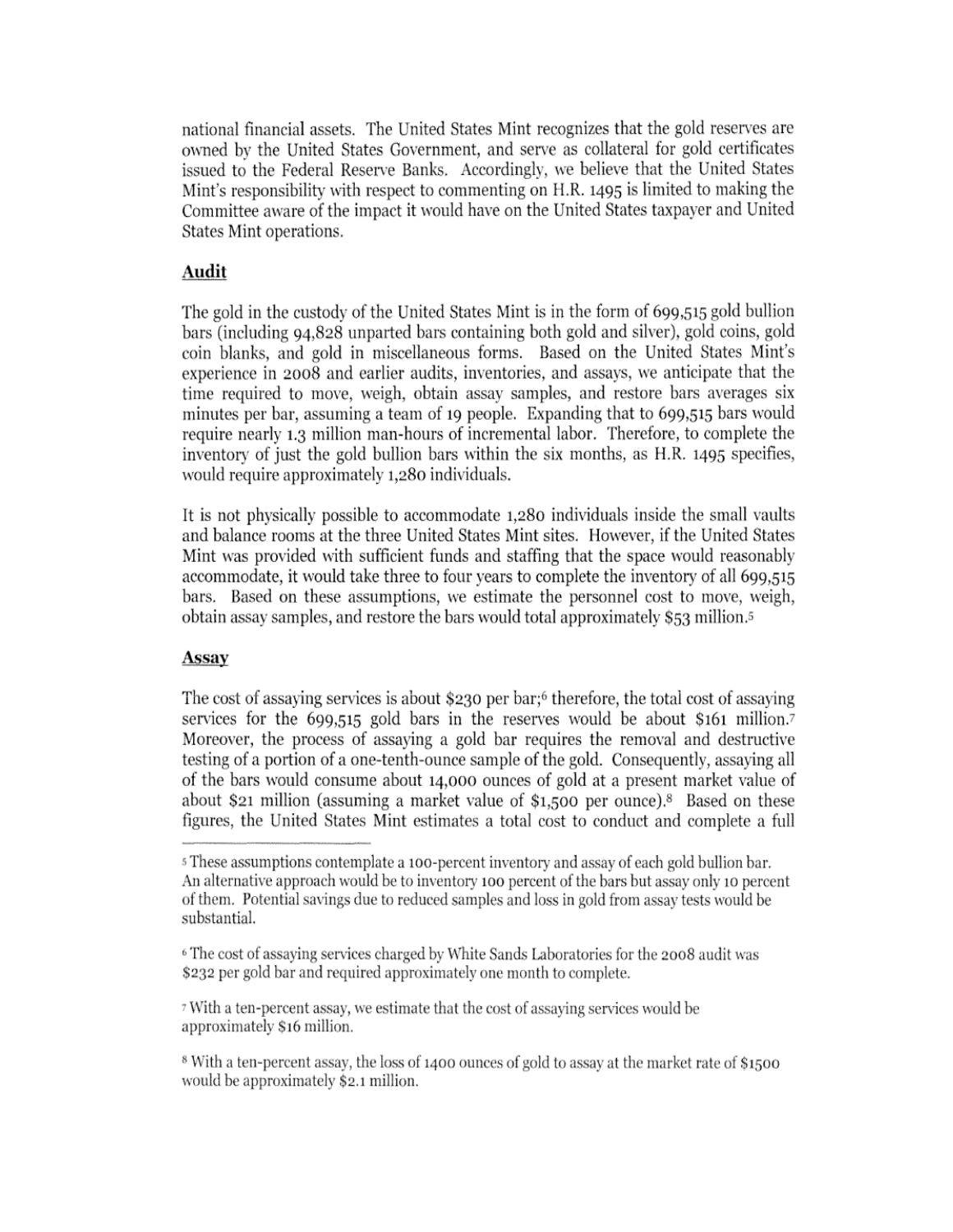national financial assets. The United States Mint recognizes that the gold reserves are owned by the United States Government, and serve as collateral for gold certificates issued to the Federal Reserve Banks. Accordingly, we believe that the United States Mint's responsibility with respect to commenting on H.R. 1495 is limited to making the Committee aware of the impact it would have on the United States taxpayer and United States Mint operations.

## Audit

The gold in the custody of the United States Mint is in the form of 699,515 gold bullion bars (including 94,828 unparted bars containing both gold and silver), gold coins, gold coin blanks, and gold in miscellaneous forms. Based on the United States Mint's experience in 2008 and earlier audits, inventories, and assays, we anticipate that the time required to move, weigh, obtain assay samples, and restore bars averages six minutes per bar, assuming a team of 19 people. Expanding that to 699,515 bars would require nearly 1.3 million man-hours of incremental labor. Therefore, to complete the inventory of just the gold bullion bars within the six months, as H.R. 1495 specifies, would require approximately 1,280 individuals.

It is not physically possible to accommodate 1,280 individuals inside the small vaults and balance rooms at the three United States Mint sites. However, if the United States Mint was provided with sufficient funds and staffing that the space would reasonably accommodate, it would take three to four years to complete the inventory of all 699,515 bars. Based on these assumptions, we estimate the personnel cost to move, weigh, obtain assay samples, and restore the bars would total approximately $53 million.[5]

## Assay

The cost of assaying services is about $230 per bar;[6] therefore, the total cost of assaying services for the 699,515 gold bars in the reserves would be about $161 million.[7] Moreover, the process of assaying a gold bar requires the removal and destructive testing of a portion of a one-tenth-ounce sample of the gold. Consequently, assaying all of the bars would consume about 14,000 ounces of gold at a present market value of about $21 million (assuming a market value of $1,500 per ounce).[8] Based on these figures, the United States Mint estimates a total cost to conduct and complete a full

---

[5] These assumptions contemplate a 100-percent inventory and assay of each gold bullion bar. An alternative approach would be to inventory 100 percent of the bars but assay only 10 percent of them. Potential savings due to reduced samples and loss in gold from assay tests would be substantial.

[6] The cost of assaying services charged by White Sands Laboratories for the 2008 audit was $232 per gold bar and required approximately one month to complete.

[7] With a ten-percent assay, we estimate that the cost of assaying services would be approximately $16 million.

[8] With a ten-percent assay, the loss of 1400 ounces of gold to assay at the market rate of $1500 would be approximately $2.1 million.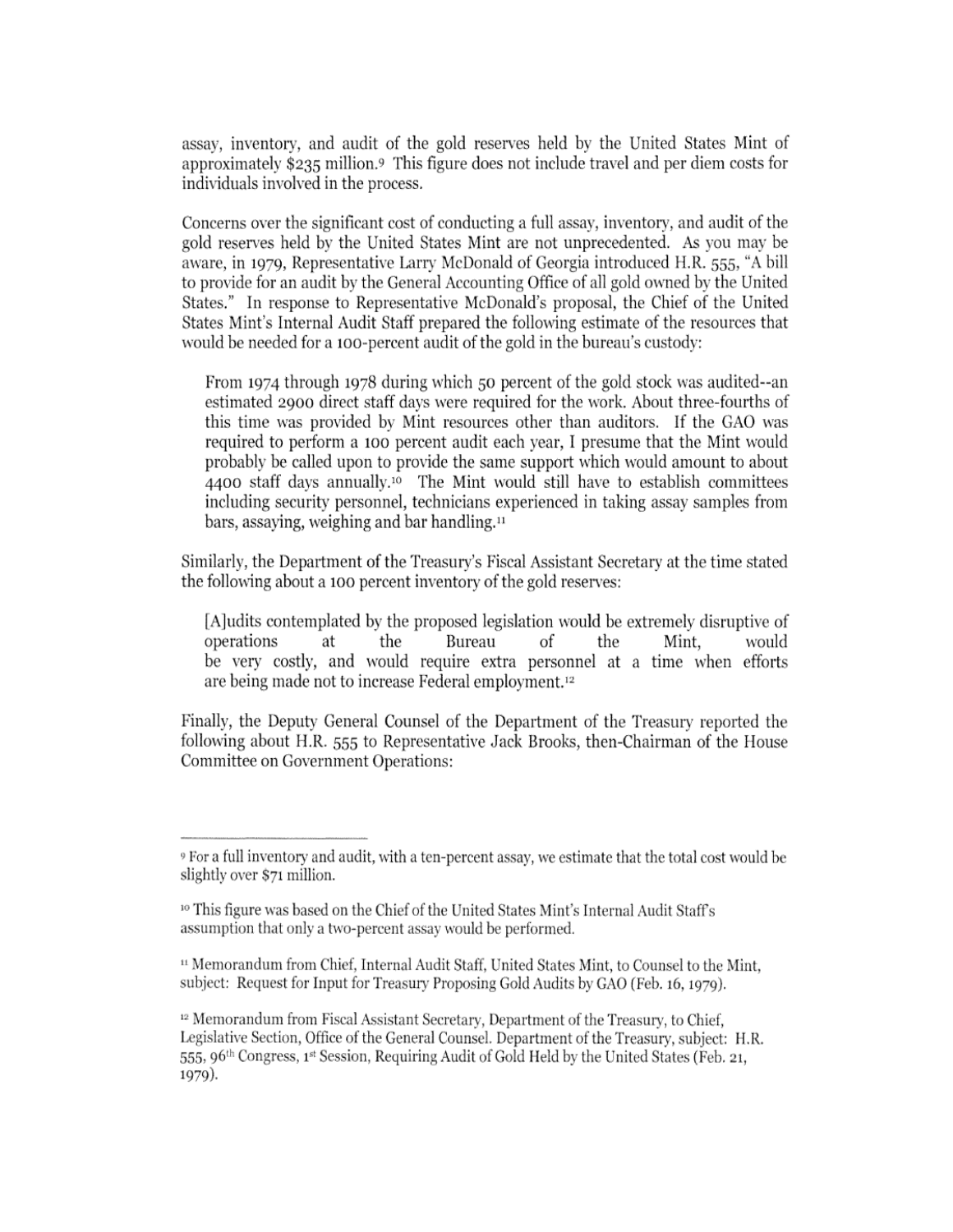assay, inventory, and audit of the gold reserves held by the United States Mint of approximately $235 million.[9] This figure does not include travel and per diem costs for individuals involved in the process.

Concerns over the significant cost of conducting a full assay, inventory, and audit of the gold reserves held by the United States Mint are not unprecedented. As you may be aware, in 1979, Representative Larry McDonald of Georgia introduced H.R. 555, "A bill to provide for an audit by the General Accounting Office of all gold owned by the United States." In response to Representative McDonald's proposal, the Chief of the United States Mint's Internal Audit Staff prepared the following estimate of the resources that would be needed for a 100-percent audit of the gold in the bureau's custody:

> From 1974 through 1978 during which 50 percent of the gold stock was audited--an estimated 2900 direct staff days were required for the work. About three-fourths of this time was provided by Mint resources other than auditors. If the GAO was required to perform a 100 percent audit each year, I presume that the Mint would probably be called upon to provide the same support which would amount to about 4400 staff days annually.[10] The Mint would still have to establish committees including security personnel, technicians experienced in taking assay samples from bars, assaying, weighing and bar handling.[11]

Similarly, the Department of the Treasury's Fiscal Assistant Secretary at the time stated the following about a 100 percent inventory of the gold reserves:

> [A]udits contemplated by the proposed legislation would be extremely disruptive of operations at the Bureau of the Mint, would be very costly, and would require extra personnel at a time when efforts are being made not to increase Federal employment.[12]

Finally, the Deputy General Counsel of the Department of the Treasury reported the following about H.R. 555 to Representative Jack Brooks, then-Chairman of the House Committee on Government Operations:

---

[9] For a full inventory and audit, with a ten-percent assay, we estimate that the total cost would be slightly over $71 million.

[10] This figure was based on the Chief of the United States Mint's Internal Audit Staff's assumption that only a two-percent assay would be performed.

[11] Memorandum from Chief, Internal Audit Staff, United States Mint, to Counsel to the Mint, subject: Request for Input for Treasury Proposing Gold Audits by GAO (Feb. 16, 1979).

[12] Memorandum from Fiscal Assistant Secretary, Department of the Treasury, to Chief, Legislative Section, Office of the General Counsel. Department of the Treasury, subject: H.R. 555, 96th Congress, 1st Session, Requiring Audit of Gold Held by the United States (Feb. 21, 1979).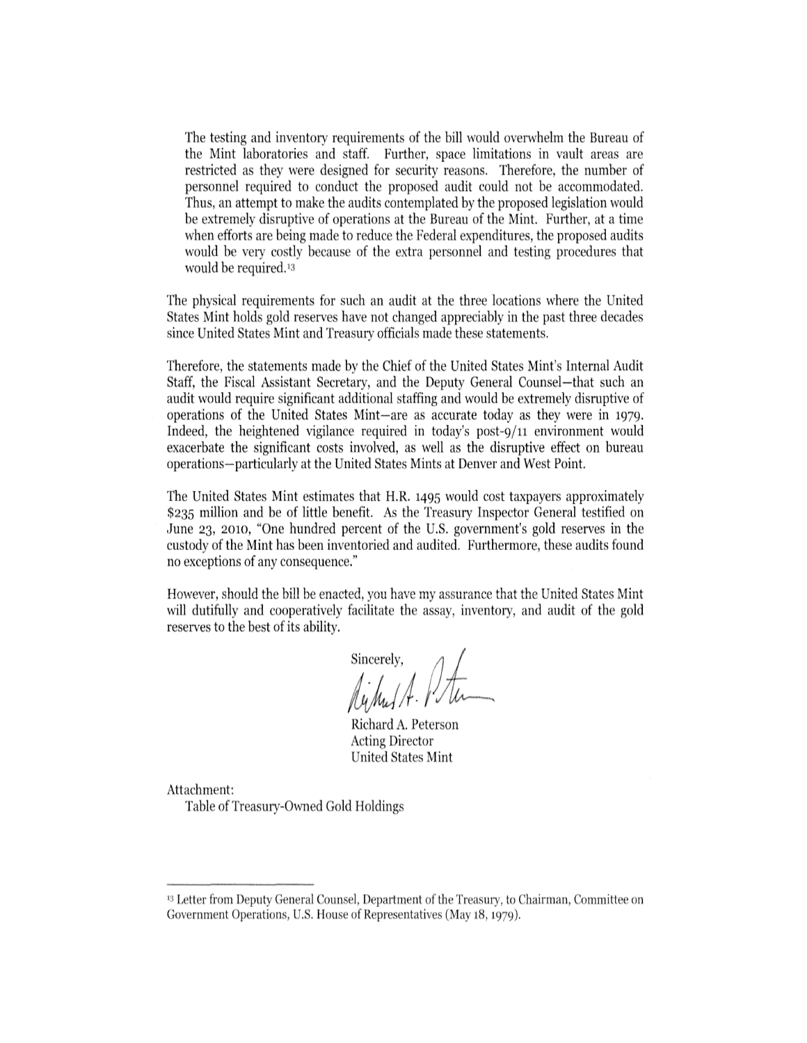> The testing and inventory requirements of the bill would overwhelm the Bureau of the Mint laboratories and staff. Further, space limitations in vault areas are restricted as they were designed for security reasons. Therefore, the number of personnel required to conduct the proposed audit could not be accommodated. Thus, an attempt to make the audits contemplated by the proposed legislation would be extremely disruptive of operations at the Bureau of the Mint. Further, at a time when efforts are being made to reduce the Federal expenditures, the proposed audits would be very costly because of the extra personnel and testing procedures that would be required.[13]

The physical requirements for such an audit at the three locations where the United States Mint holds gold reserves have not changed appreciably in the past three decades since United States Mint and Treasury officials made these statements.

Therefore, the statements made by the Chief of the United States Mint's Internal Audit Staff, the Fiscal Assistant Secretary, and the Deputy General Counsel—that such an audit would require significant additional staffing and would be extremely disruptive of operations of the United States Mint—are as accurate today as they were in 1979. Indeed, the heightened vigilance required in today's post-9/11 environment would exacerbate the significant costs involved, as well as the disruptive effect on bureau operations—particularly at the United States Mints at Denver and West Point.

The United States Mint estimates that H.R. 1495 would cost taxpayers approximately $235 million and be of little benefit. As the Treasury Inspector General testified on June 23, 2010, "One hundred percent of the U.S. government's gold reserves in the custody of the Mint has been inventoried and audited. Furthermore, these audits found no exceptions of any consequence."

However, should the bill be enacted, you have my assurance that the United States Mint will dutifully and cooperatively facilitate the assay, inventory, and audit of the gold reserves to the best of its ability.

Sincerely,

Richard A. Peterson
Acting Director
United States Mint

Attachment:
Table of Treasury-Owned Gold Holdings

---

[13] Letter from Deputy General Counsel, Department of the Treasury, to Chairman, Committee on Government Operations, U.S. House of Representatives (May 18, 1979).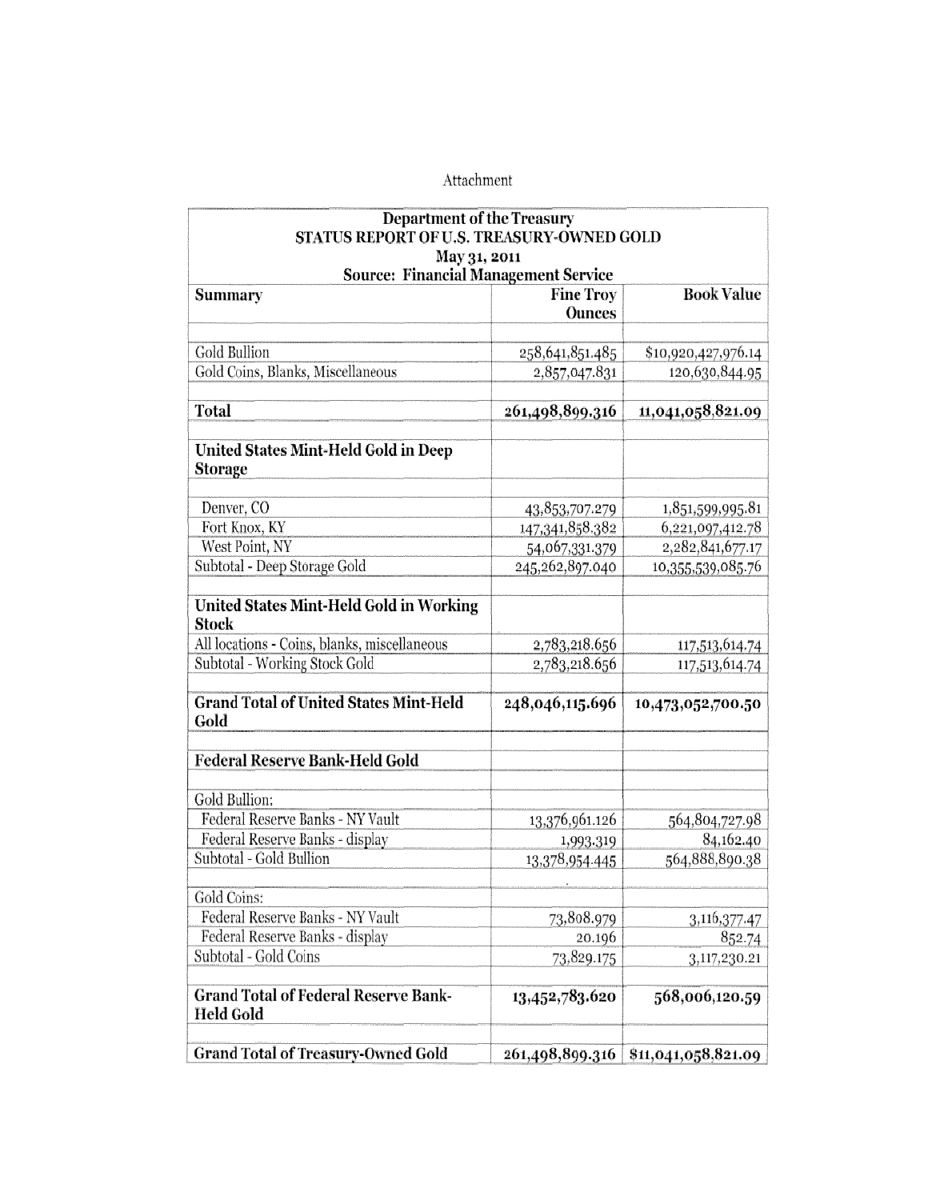Attachment

| Department of the Treasury<br>STATUS REPORT OF U.S. TREASURY-OWNED GOLD<br>May 31, 2011<br>Source: Financial Management Service | | |
|---|---|---|
| **Summary** | **Fine Troy Ounces** | **Book Value** |
| | | |
| Gold Bullion | 258,641,851.485 | $10,920,427,976.14 |
| Gold Coins, Blanks, Miscellaneous | 2,857,047.831 | 120,630,844.95 |
| | | |
| **Total** | **261,498,899.316** | **11,041,058,821.09** |
| | | |
| **United States Mint-Held Gold in Deep Storage** | | |
| | | |
| Denver, CO | 43,853,707.279 | 1,851,599,995.81 |
| Fort Knox, KY | 147,341,858.382 | 6,221,097,412.78 |
| West Point, NY | 54,067,331.379 | 2,282,841,677.17 |
| Subtotal - Deep Storage Gold | 245,262,897.040 | 10,355,539,085.76 |
| | | |
| **United States Mint-Held Gold in Working Stock** | | |
| All locations - Coins, blanks, miscellaneous | 2,783,218.656 | 117,513,614.74 |
| Subtotal - Working Stock Gold | 2,783,218.656 | 117,513,614.74 |
| | | |
| **Grand Total of United States Mint-Held Gold** | **248,046,115.696** | **10,473,052,700.50** |
| | | |
| **Federal Reserve Bank-Held Gold** | | |
| | | |
| Gold Bullion: | | |
| Federal Reserve Banks - NY Vault | 13,376,961.126 | 564,804,727.98 |
| Federal Reserve Banks - display | 1,993.319 | 84,162.40 |
| Subtotal - Gold Bullion | 13,378,954.445 | 564,888,890.38 |
| | | |
| Gold Coins: | | |
| Federal Reserve Banks - NY Vault | 73,808.979 | 3,116,377.47 |
| Federal Reserve Banks - display | 20.196 | 852.74 |
| Subtotal - Gold Coins | 73,829.175 | 3,117,230.21 |
| | | |
| **Grand Total of Federal Reserve Bank-Held Gold** | **13,452,783.620** | **568,006,120.59** |
| | | |
| **Grand Total of Treasury-Owned Gold** | **261,498,899.316** | **$11,041,058,821.09** |